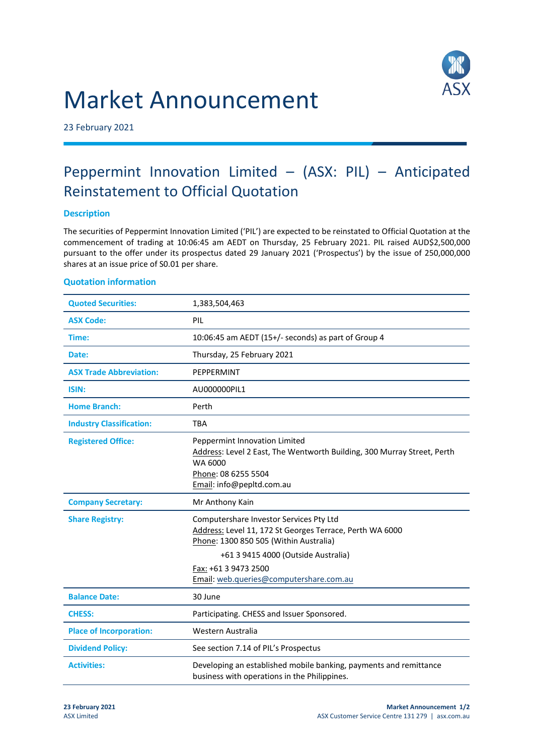# Market Announcement

23 February 2021

## Peppermint Innovation Limited – (ASX: PIL) – Anticipated Reinstatement to Official Quotation

### Description

The securities of Peppermint Innovation Limited ('PIL') are expected to be reinstated to Official Quotation at the commencement of trading at 10:06:45 am AEDT on Thursday, 25 February 2021. PIL raised AUD$2,500,000 pursuant to the offer under its prospectus dated 29 January 2021 ('Prospectus') by the issue of 250,000,000 shares at an issue price of S0.01 per share.

### Quotation information

| | |
|---|---|
| **Quoted Securities:** | 1,383,504,463 |
| **ASX Code:** | PIL |
| **Time:** | 10:06:45 am AEDT (15+/- seconds) as part of Group 4 |
| **Date:** | Thursday, 25 February 2021 |
| **ASX Trade Abbreviation:** | PEPPERMINT |
| **ISIN:** | AU000000PIL1 |
| **Home Branch:** | Perth |
| **Industry Classification:** | TBA |
| **Registered Office:** | Peppermint Innovation Limited<br>Address: Level 2 East, The Wentworth Building, 300 Murray Street, Perth WA 6000<br>Phone: 08 6255 5504<br>Email: info@pepltd.com.au |
| **Company Secretary:** | Mr Anthony Kain |
| **Share Registry:** | Computershare Investor Services Pty Ltd<br>Address: Level 11, 172 St Georges Terrace, Perth WA 6000<br>Phone: 1300 850 505 (Within Australia)<br>+61 3 9415 4000 (Outside Australia)<br>Fax: +61 3 9473 2500<br>Email: web.queries@computershare.com.au |
| **Balance Date:** | 30 June |
| **CHESS:** | Participating. CHESS and Issuer Sponsored. |
| **Place of Incorporation:** | Western Australia |
| **Dividend Policy:** | See section 7.14 of PIL's Prospectus |
| **Activities:** | Developing an established mobile banking, payments and remittance business with operations in the Philippines. |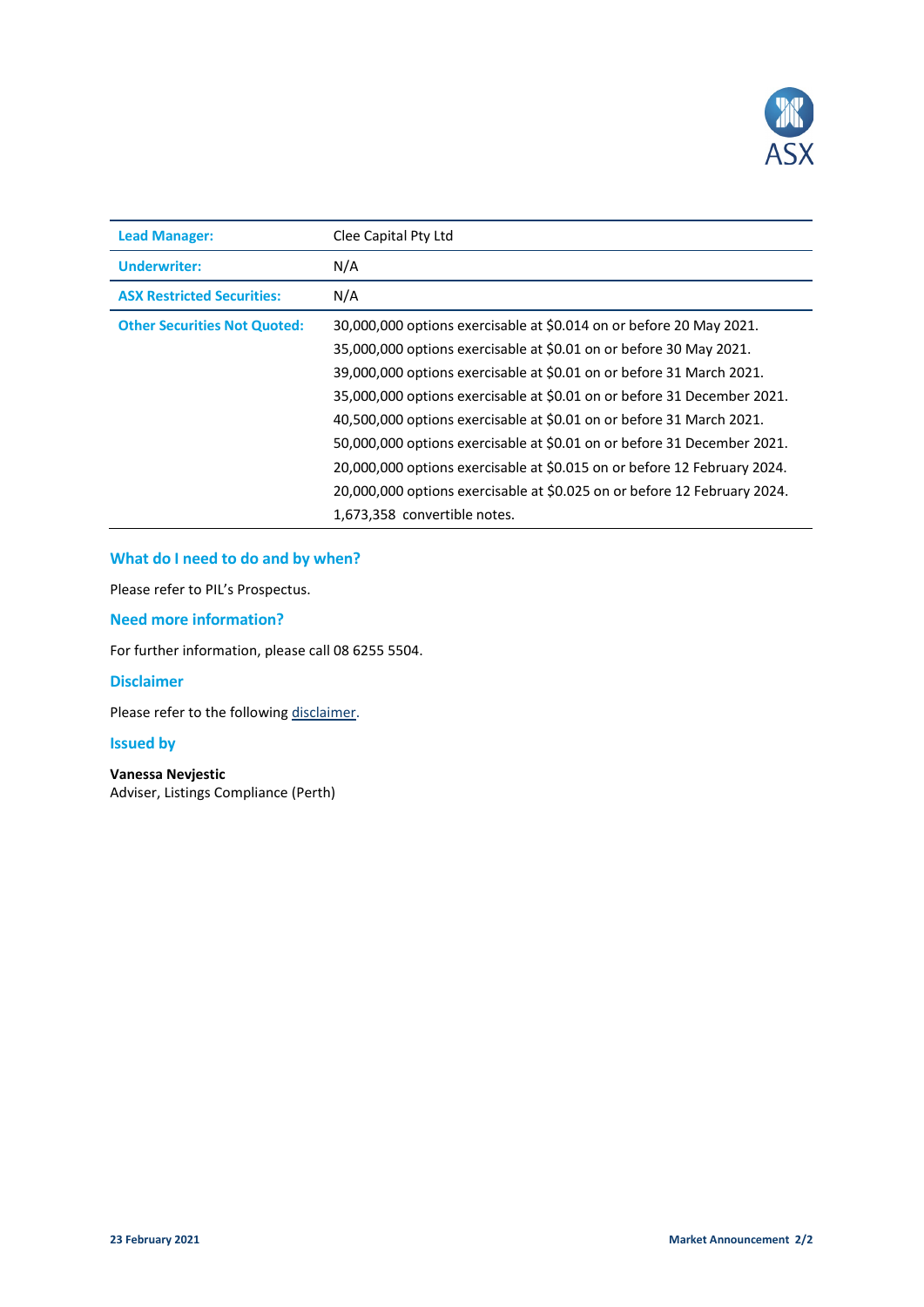| | |
|---|---|
| **Lead Manager:** | Clee Capital Pty Ltd |
| **Underwriter:** | N/A |
| **ASX Restricted Securities:** | N/A |
| **Other Securities Not Quoted:** | 30,000,000 options exercisable at $0.014 on or before 20 May 2021.<br>35,000,000 options exercisable at $0.01 on or before 30 May 2021.<br>39,000,000 options exercisable at $0.01 on or before 31 March 2021.<br>35,000,000 options exercisable at $0.01 on or before 31 December 2021.<br>40,500,000 options exercisable at $0.01 on or before 31 March 2021.<br>50,000,000 options exercisable at $0.01 on or before 31 December 2021.<br>20,000,000 options exercisable at $0.015 on or before 12 February 2024.<br>20,000,000 options exercisable at $0.025 on or before 12 February 2024.<br>1,673,358 convertible notes. |

## What do I need to do and by when?

Please refer to PIL's Prospectus.

## Need more information?

For further information, please call 08 6255 5504.

## Disclaimer

Please refer to the following disclaimer.

## Issued by

**Vanessa Nevjestic**
Adviser, Listings Compliance (Perth)

23 February 2021